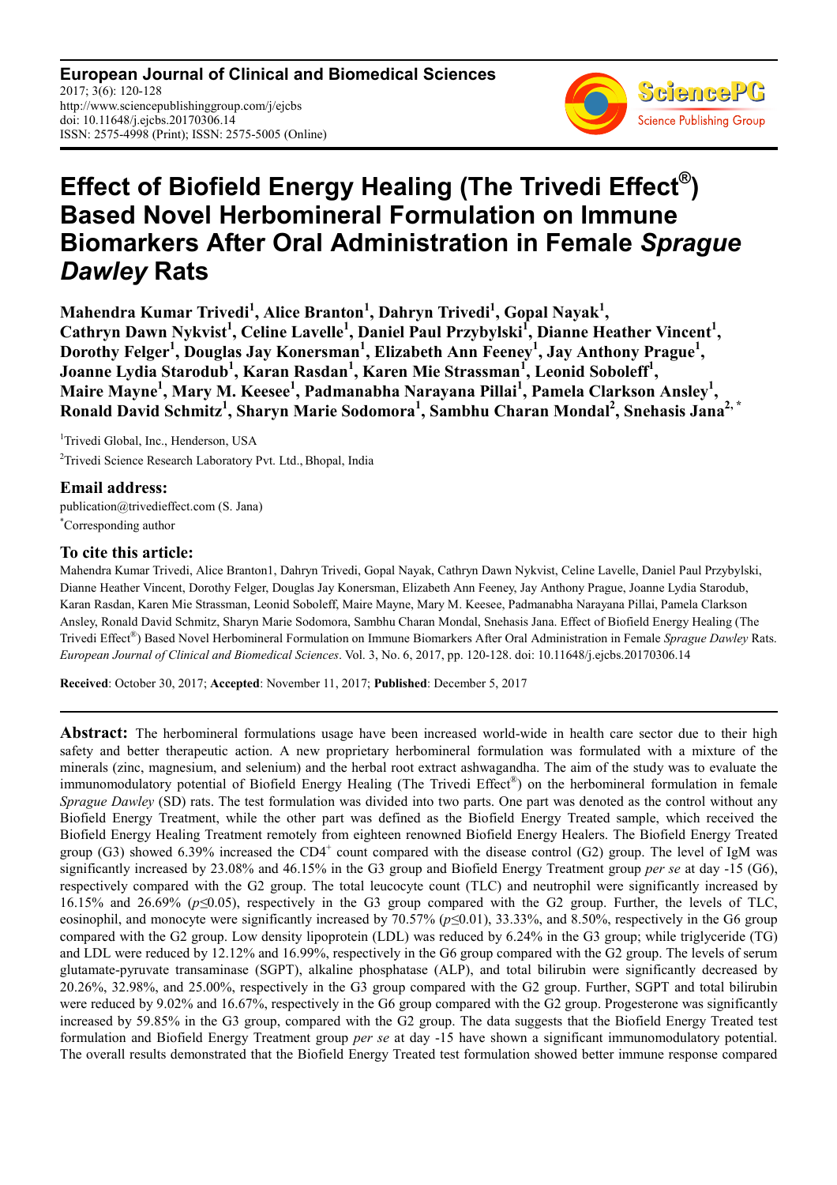**European Journal of Clinical and Biomedical Sciences**
2017; 3(6): 120-128
http://www.sciencepublishinggroup.com/j/ejcbs
doi: 10.11648/j.ejcbs.20170306.14
ISSN: 2575-4998 (Print); ISSN: 2575-5005 (Online)

# Effect of Biofield Energy Healing (The Trivedi Effect®) Based Novel Herbomineral Formulation on Immune Biomarkers After Oral Administration in Female *Sprague Dawley* Rats

**Mahendra Kumar Trivedi[1], Alice Branton[1], Dahryn Trivedi[1], Gopal Nayak[1], Cathryn Dawn Nykvist[1], Celine Lavelle[1], Daniel Paul Przybylski[1], Dianne Heather Vincent[1], Dorothy Felger[1], Douglas Jay Konersman[1], Elizabeth Ann Feeney[1], Jay Anthony Prague[1], Joanne Lydia Starodub[1], Karan Rasdan[1], Karen Mie Strassman[1], Leonid Soboleff[1], Maire Mayne[1], Mary M. Keesee[1], Padmanabha Narayana Pillai[1], Pamela Clarkson Ansley[1], Ronald David Schmitz[1], Sharyn Marie Sodomora[1], Sambhu Charan Mondal[2], Snehasis Jana[2, *]**

[1]Trivedi Global, Inc., Henderson, USA

[2]Trivedi Science Research Laboratory Pvt. Ltd., Bhopal, India

## Email address:

publication@trivedieffect.com (S. Jana)

[*]Corresponding author

## To cite this article:

Mahendra Kumar Trivedi, Alice Branton1, Dahryn Trivedi, Gopal Nayak, Cathryn Dawn Nykvist, Celine Lavelle, Daniel Paul Przybylski, Dianne Heather Vincent, Dorothy Felger, Douglas Jay Konersman, Elizabeth Ann Feeney, Jay Anthony Prague, Joanne Lydia Starodub, Karan Rasdan, Karen Mie Strassman, Leonid Soboleff, Maire Mayne, Mary M. Keesee, Padmanabha Narayana Pillai, Pamela Clarkson Ansley, Ronald David Schmitz, Sharyn Marie Sodomora, Sambhu Charan Mondal, Snehasis Jana. Effect of Biofield Energy Healing (The Trivedi Effect®) Based Novel Herbomineral Formulation on Immune Biomarkers After Oral Administration in Female *Sprague Dawley* Rats. *European Journal of Clinical and Biomedical Sciences*. Vol. 3, No. 6, 2017, pp. 120-128. doi: 10.11648/j.ejcbs.20170306.14

**Received**: October 30, 2017; **Accepted**: November 11, 2017; **Published**: December 5, 2017

---

**Abstract:** The herbomineral formulations usage have been increased world-wide in health care sector due to their high safety and better therapeutic action. A new proprietary herbomineral formulation was formulated with a mixture of the minerals (zinc, magnesium, and selenium) and the herbal root extract ashwagandha. The aim of the study was to evaluate the immunomodulatory potential of Biofield Energy Healing (The Trivedi Effect®) on the herbomineral formulation in female *Sprague Dawley* (SD) rats. The test formulation was divided into two parts. One part was denoted as the control without any Biofield Energy Treatment, while the other part was defined as the Biofield Energy Treated sample, which received the Biofield Energy Healing Treatment remotely from eighteen renowned Biofield Energy Healers. The Biofield Energy Treated group (G3) showed 6.39% increased the $CD4^+$ count compared with the disease control (G2) group. The level of IgM was significantly increased by 23.08% and 46.15% in the G3 group and Biofield Energy Treatment group *per se* at day -15 (G6), respectively compared with the G2 group. The total leucocyte count (TLC) and neutrophil were significantly increased by 16.15% and 26.69% ($p \leq 0.05$), respectively in the G3 group compared with the G2 group. Further, the levels of TLC, eosinophil, and monocyte were significantly increased by 70.57% ($p \leq 0.01$), 33.33%, and 8.50%, respectively in the G6 group compared with the G2 group. Low density lipoprotein (LDL) was reduced by 6.24% in the G3 group; while triglyceride (TG) and LDL were reduced by 12.12% and 16.99%, respectively in the G6 group compared with the G2 group. The levels of serum glutamate-pyruvate transaminase (SGPT), alkaline phosphatase (ALP), and total bilirubin were significantly decreased by 20.26%, 32.98%, and 25.00%, respectively in the G3 group compared with the G2 group. Further, SGPT and total bilirubin were reduced by 9.02% and 16.67%, respectively in the G6 group compared with the G2 group. Progesterone was significantly increased by 59.85% in the G3 group, compared with the G2 group. The data suggests that the Biofield Energy Treated test formulation and Biofield Energy Treatment group *per se* at day -15 have shown a significant immunomodulatory potential. The overall results demonstrated that the Biofield Energy Treated test formulation showed better immune response compared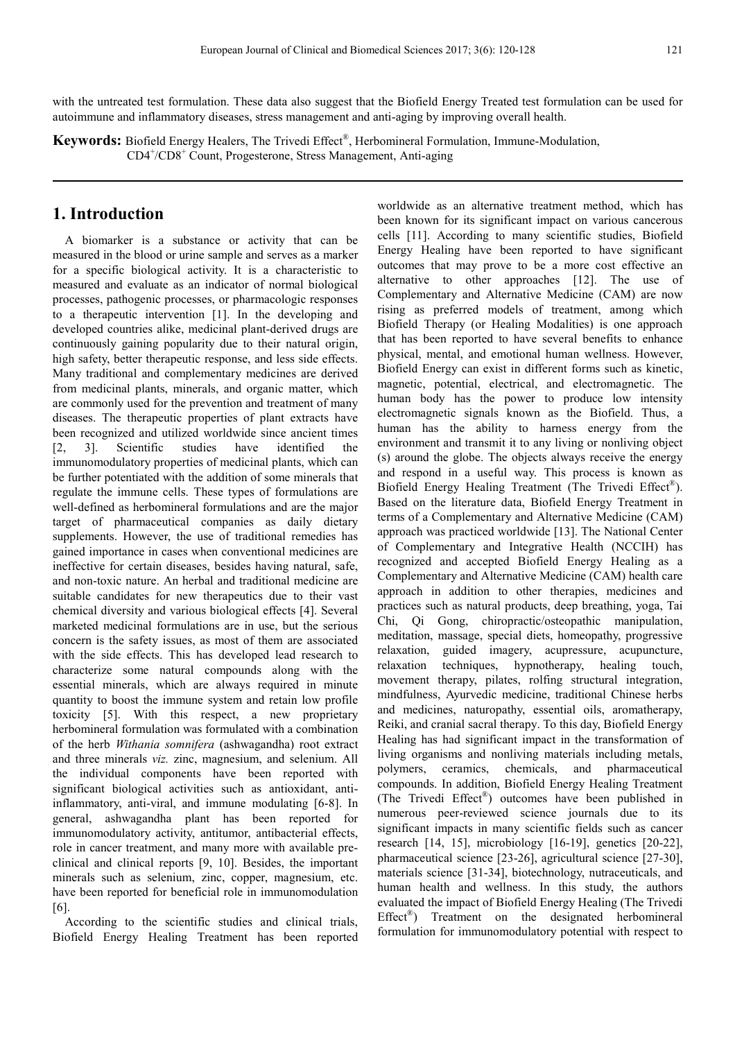with the untreated test formulation. These data also suggest that the Biofield Energy Treated test formulation can be used for autoimmune and inflammatory diseases, stress management and anti-aging by improving overall health.

**Keywords:** Biofield Energy Healers, The Trivedi Effect®, Herbomineral Formulation, Immune-Modulation, $CD4^+$/$CD8^+$ Count, Progesterone, Stress Management, Anti-aging

## 1. Introduction

A biomarker is a substance or activity that can be measured in the blood or urine sample and serves as a marker for a specific biological activity. It is a characteristic to measured and evaluate as an indicator of normal biological processes, pathogenic processes, or pharmacologic responses to a therapeutic intervention [1]. In the developing and developed countries alike, medicinal plant-derived drugs are continuously gaining popularity due to their natural origin, high safety, better therapeutic response, and less side effects. Many traditional and complementary medicines are derived from medicinal plants, minerals, and organic matter, which are commonly used for the prevention and treatment of many diseases. The therapeutic properties of plant extracts have been recognized and utilized worldwide since ancient times [2, 3]. Scientific studies have identified the immunomodulatory properties of medicinal plants, which can be further potentiated with the addition of some minerals that regulate the immune cells. These types of formulations are well-defined as herbomineral formulations and are the major target of pharmaceutical companies as daily dietary supplements. However, the use of traditional remedies has gained importance in cases when conventional medicines are ineffective for certain diseases, besides having natural, safe, and non-toxic nature. An herbal and traditional medicine are suitable candidates for new therapeutics due to their vast chemical diversity and various biological effects [4]. Several marketed medicinal formulations are in use, but the serious concern is the safety issues, as most of them are associated with the side effects. This has developed lead research to characterize some natural compounds along with the essential minerals, which are always required in minute quantity to boost the immune system and retain low profile toxicity [5]. With this respect, a new proprietary herbomineral formulation was formulated with a combination of the herb *Withania somnifera* (ashwagandha) root extract and three minerals *viz.* zinc, magnesium, and selenium. All the individual components have been reported with significant biological activities such as antioxidant, anti-inflammatory, anti-viral, and immune modulating [6-8]. In general, ashwagandha plant has been reported for immunomodulatory activity, antitumor, antibacterial effects, role in cancer treatment, and many more with available pre-clinical and clinical reports [9, 10]. Besides, the important minerals such as selenium, zinc, copper, magnesium, etc. have been reported for beneficial role in immunomodulation [6].

According to the scientific studies and clinical trials, Biofield Energy Healing Treatment has been reported worldwide as an alternative treatment method, which has been known for its significant impact on various cancerous cells [11]. According to many scientific studies, Biofield Energy Healing have been reported to have significant outcomes that may prove to be a more cost effective an alternative to other approaches [12]. The use of Complementary and Alternative Medicine (CAM) are now rising as preferred models of treatment, among which Biofield Therapy (or Healing Modalities) is one approach that has been reported to have several benefits to enhance physical, mental, and emotional human wellness. However, Biofield Energy can exist in different forms such as kinetic, magnetic, potential, electrical, and electromagnetic. The human body has the power to produce low intensity electromagnetic signals known as the Biofield. Thus, a human has the ability to harness energy from the environment and transmit it to any living or nonliving object (s) around the globe. The objects always receive the energy and respond in a useful way. This process is known as Biofield Energy Healing Treatment (The Trivedi Effect®). Based on the literature data, Biofield Energy Treatment in terms of a Complementary and Alternative Medicine (CAM) approach was practiced worldwide [13]. The National Center of Complementary and Integrative Health (NCCIH) has recognized and accepted Biofield Energy Healing as a Complementary and Alternative Medicine (CAM) health care approach in addition to other therapies, medicines and practices such as natural products, deep breathing, yoga, Tai Chi, Qi Gong, chiropractic/osteopathic manipulation, meditation, massage, special diets, homeopathy, progressive relaxation, guided imagery, acupressure, acupuncture, relaxation techniques, hypnotherapy, healing touch, movement therapy, pilates, rolfing structural integration, mindfulness, Ayurvedic medicine, traditional Chinese herbs and medicines, naturopathy, essential oils, aromatherapy, Reiki, and cranial sacral therapy. To this day, Biofield Energy Healing has had significant impact in the transformation of living organisms and nonliving materials including metals, polymers, ceramics, chemicals, and pharmaceutical compounds. In addition, Biofield Energy Healing Treatment (The Trivedi Effect®) outcomes have been published in numerous peer-reviewed science journals due to its significant impacts in many scientific fields such as cancer research [14, 15], microbiology [16-19], genetics [20-22], pharmaceutical science [23-26], agricultural science [27-30], materials science [31-34], biotechnology, nutraceuticals, and human health and wellness. In this study, the authors evaluated the impact of Biofield Energy Healing (The Trivedi Effect®) Treatment on the designated herbomineral formulation for immunomodulatory potential with respect to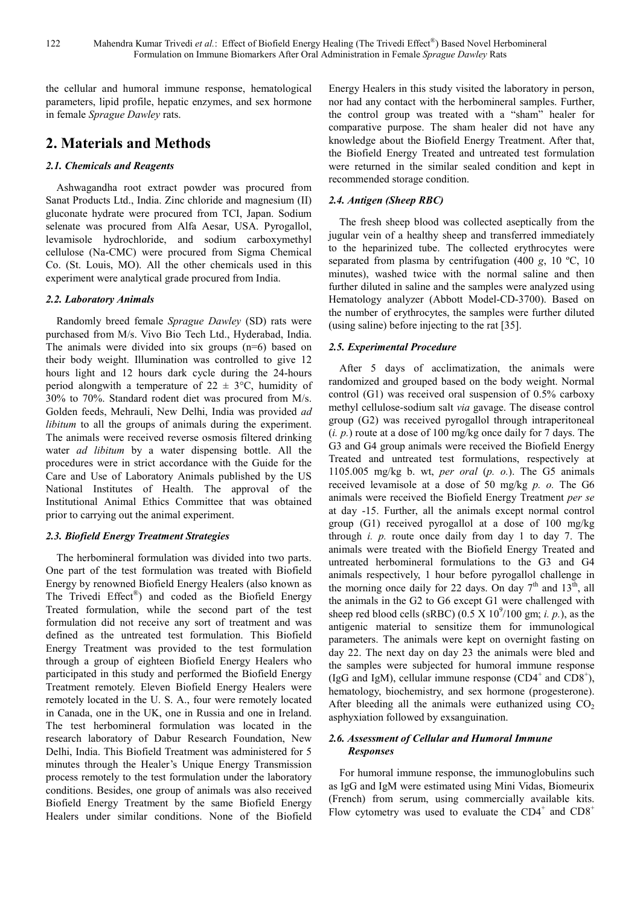the cellular and humoral immune response, hematological parameters, lipid profile, hepatic enzymes, and sex hormone in female *Sprague Dawley* rats.

## 2. Materials and Methods

### 2.1. Chemicals and Reagents

Ashwagandha root extract powder was procured from Sanat Products Ltd., India. Zinc chloride and magnesium (II) gluconate hydrate were procured from TCI, Japan. Sodium selenate was procured from Alfa Aesar, USA. Pyrogallol, levamisole hydrochloride, and sodium carboxymethyl cellulose (Na-CMC) were procured from Sigma Chemical Co. (St. Louis, MO). All the other chemicals used in this experiment were analytical grade procured from India.

### 2.2. Laboratory Animals

Randomly breed female *Sprague Dawley* (SD) rats were purchased from M/s. Vivo Bio Tech Ltd., Hyderabad, India. The animals were divided into six groups (n=6) based on their body weight. Illumination was controlled to give 12 hours light and 12 hours dark cycle during the 24-hours period alongwith a temperature of 22 ± 3°C, humidity of 30% to 70%. Standard rodent diet was procured from M/s. Golden feeds, Mehrauli, New Delhi, India was provided *ad libitum* to all the groups of animals during the experiment. The animals were received reverse osmosis filtered drinking water *ad libitum* by a water dispensing bottle. All the procedures were in strict accordance with the Guide for the Care and Use of Laboratory Animals published by the US National Institutes of Health. The approval of the Institutional Animal Ethics Committee that was obtained prior to carrying out the animal experiment.

### 2.3. Biofield Energy Treatment Strategies

The herbomineral formulation was divided into two parts. One part of the test formulation was treated with Biofield Energy by renowned Biofield Energy Healers (also known as The Trivedi Effect®) and coded as the Biofield Energy Treated formulation, while the second part of the test formulation did not receive any sort of treatment and was defined as the untreated test formulation. This Biofield Energy Treatment was provided to the test formulation through a group of eighteen Biofield Energy Healers who participated in this study and performed the Biofield Energy Treatment remotely. Eleven Biofield Energy Healers were remotely located in the U. S. A., four were remotely located in Canada, one in the UK, one in Russia and one in Ireland. The test herbomineral formulation was located in the research laboratory of Dabur Research Foundation, New Delhi, India. This Biofield Treatment was administered for 5 minutes through the Healer's Unique Energy Transmission process remotely to the test formulation under the laboratory conditions. Besides, one group of animals was also received Biofield Energy Treatment by the same Biofield Energy Healers under similar conditions. None of the Biofield Energy Healers in this study visited the laboratory in person, nor had any contact with the herbomineral samples. Further, the control group was treated with a "sham" healer for comparative purpose. The sham healer did not have any knowledge about the Biofield Energy Treatment. After that, the Biofield Energy Treated and untreated test formulation were returned in the similar sealed condition and kept in recommended storage condition.

### 2.4. Antigen (Sheep RBC)

The fresh sheep blood was collected aseptically from the jugular vein of a healthy sheep and transferred immediately to the heparinized tube. The collected erythrocytes were separated from plasma by centrifugation (400 *g*, 10 ºC, 10 minutes), washed twice with the normal saline and then further diluted in saline and the samples were analyzed using Hematology analyzer (Abbott Model-CD-3700). Based on the number of erythrocytes, the samples were further diluted (using saline) before injecting to the rat [35].

### 2.5. Experimental Procedure

After 5 days of acclimatization, the animals were randomized and grouped based on the body weight. Normal control (G1) was received oral suspension of 0.5% carboxy methyl cellulose-sodium salt *via* gavage. The disease control group (G2) was received pyrogallol through intraperitoneal (*i. p.*) route at a dose of 100 mg/kg once daily for 7 days. The G3 and G4 group animals were received the Biofield Energy Treated and untreated test formulations, respectively at 1105.005 mg/kg b. wt, *per oral* (*p. o.*). The G5 animals received levamisole at a dose of 50 mg/kg *p. o.* The G6 animals were received the Biofield Energy Treatment *per se* at day -15. Further, all the animals except normal control group (G1) received pyrogallol at a dose of 100 mg/kg through *i. p.* route once daily from day 1 to day 7. The animals were treated with the Biofield Energy Treated and untreated herbomineral formulations to the G3 and G4 animals respectively, 1 hour before pyrogallol challenge in the morning once daily for 22 days. On day 7th and 13th, all the animals in the G2 to G6 except G1 were challenged with sheep red blood cells (sRBC) ($0.5 \times 10^9$/100 gm; *i. p.*), as the antigenic material to sensitize them for immunological parameters. The animals were kept on overnight fasting on day 22. The next day on day 23 the animals were bled and the samples were subjected for humoral immune response (IgG and IgM), cellular immune response ($CD4^+$ and $CD8^+$), hematology, biochemistry, and sex hormone (progesterone). After bleeding all the animals were euthanized using $CO_2$ asphyxiation followed by exsanguination.

### 2.6. Assessment of Cellular and Humoral Immune Responses

For humoral immune response, the immunoglobulins such as IgG and IgM were estimated using Mini Vidas, Biomeurix (French) from serum, using commercially available kits. Flow cytometry was used to evaluate the $CD4^+$ and $CD8^+$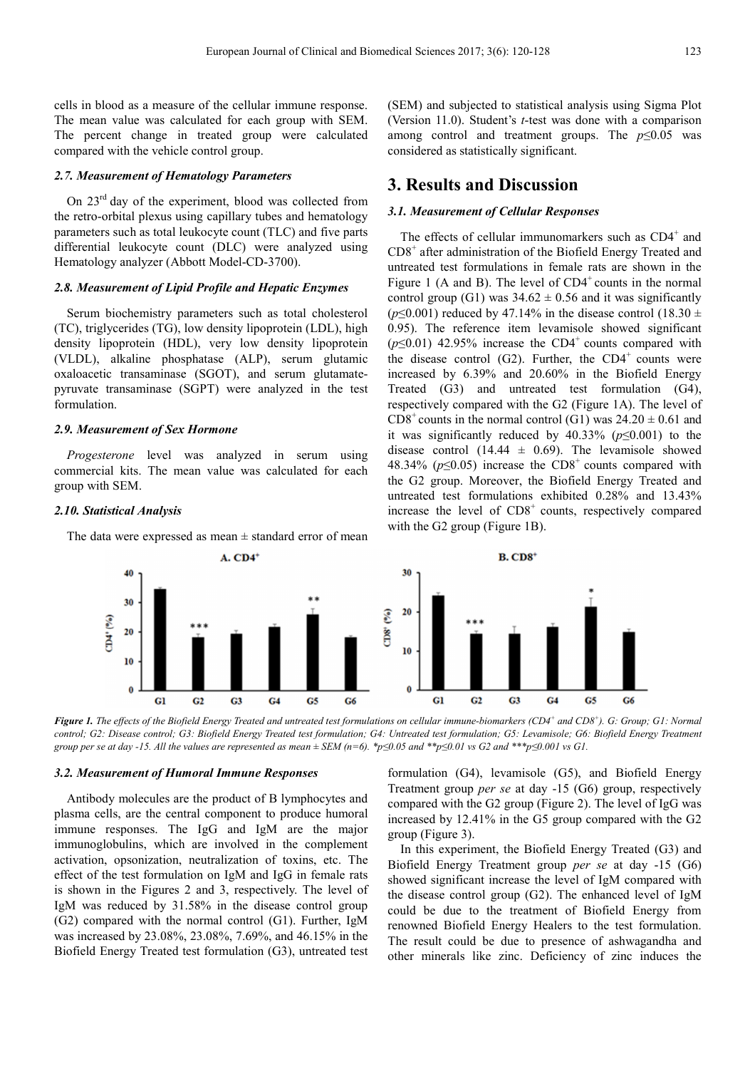cells in blood as a measure of the cellular immune response. The mean value was calculated for each group with SEM. The percent change in treated group were calculated compared with the vehicle control group.

### 2.7. Measurement of Hematology Parameters

On 23rd day of the experiment, blood was collected from the retro-orbital plexus using capillary tubes and hematology parameters such as total leukocyte count (TLC) and five parts differential leukocyte count (DLC) were analyzed using Hematology analyzer (Abbott Model-CD-3700).

### 2.8. Measurement of Lipid Profile and Hepatic Enzymes

Serum biochemistry parameters such as total cholesterol (TC), triglycerides (TG), low density lipoprotein (LDL), high density lipoprotein (HDL), very low density lipoprotein (VLDL), alkaline phosphatase (ALP), serum glutamic oxaloacetic transaminase (SGOT), and serum glutamate-pyruvate transaminase (SGPT) were analyzed in the test formulation.

### 2.9. Measurement of Sex Hormone

*Progesterone* level was analyzed in serum using commercial kits. The mean value was calculated for each group with SEM.

### 2.10. Statistical Analysis

The data were expressed as mean ± standard error of mean (SEM) and subjected to statistical analysis using Sigma Plot (Version 11.0). Student's *t*-test was done with a comparison among control and treatment groups. The $p \leq 0.05$ was considered as statistically significant.

## 3. Results and Discussion

### 3.1. Measurement of Cellular Responses

The effects of cellular immunomarkers such as $CD4^+$ and $CD8^+$ after administration of the Biofield Energy Treated and untreated test formulations in female rats are shown in the Figure 1 (A and B). The level of $CD4^+$ counts in the normal control group (G1) was 34.62 ± 0.56 and it was significantly ($p \leq 0.001$) reduced by 47.14% in the disease control (18.30 ± 0.95). The reference item levamisole showed significant ($p \leq 0.01$) 42.95% increase the $CD4^+$ counts compared with the disease control (G2). Further, the $CD4^+$ counts were increased by 6.39% and 20.60% in the Biofield Energy Treated (G3) and untreated test formulation (G4), respectively compared with the G2 (Figure 1A). The level of $CD8^+$ counts in the normal control (G1) was 24.20 ± 0.61 and it was significantly reduced by 40.33% ($p \leq 0.001$) to the disease control (14.44 ± 0.69). The levamisole showed 48.34% ($p \leq 0.05$) increase the $CD8^+$ counts compared with the G2 group. Moreover, the Biofield Energy Treated and untreated test formulations exhibited 0.28% and 13.43% increase the level of $CD8^+$ counts, respectively compared with the G2 group (Figure 1B).

*Figure 1. The effects of the Biofield Energy Treated and untreated test formulations on cellular immune-biomarkers ($CD4^+$ and $CD8^+$). G: Group; G1: Normal control; G2: Disease control; G3: Biofield Energy Treated test formulation; G4: Untreated test formulation; G5: Levamisole; G6: Biofield Energy Treatment group per se at day -15. All the values are represented as mean ± SEM (n=6). \*$p \leq 0.05$ and \*\*$p \leq 0.01$ vs G2 and \*\*\*$p \leq 0.001$ vs G1.*

### 3.2. Measurement of Humoral Immune Responses

Antibody molecules are the product of B lymphocytes and plasma cells, are the central component to produce humoral immune responses. The IgG and IgM are the major immunoglobulins, which are involved in the complement activation, opsonization, neutralization of toxins, etc. The effect of the test formulation on IgM and IgG in female rats is shown in the Figures 2 and 3, respectively. The level of IgM was reduced by 31.58% in the disease control group (G2) compared with the normal control (G1). Further, IgM was increased by 23.08%, 23.08%, 7.69%, and 46.15% in the Biofield Energy Treated test formulation (G3), untreated test formulation (G4), levamisole (G5), and Biofield Energy Treatment group *per se* at day -15 (G6) group, respectively compared with the G2 group (Figure 2). The level of IgG was increased by 12.41% in the G5 group compared with the G2 group (Figure 3).

In this experiment, the Biofield Energy Treated (G3) and Biofield Energy Treatment group *per se* at day -15 (G6) showed significant increase the level of IgM compared with the disease control group (G2). The enhanced level of IgM could be due to the treatment of Biofield Energy from renowned Biofield Energy Healers to the test formulation. The result could be due to presence of ashwagandha and other minerals like zinc. Deficiency of zinc induces the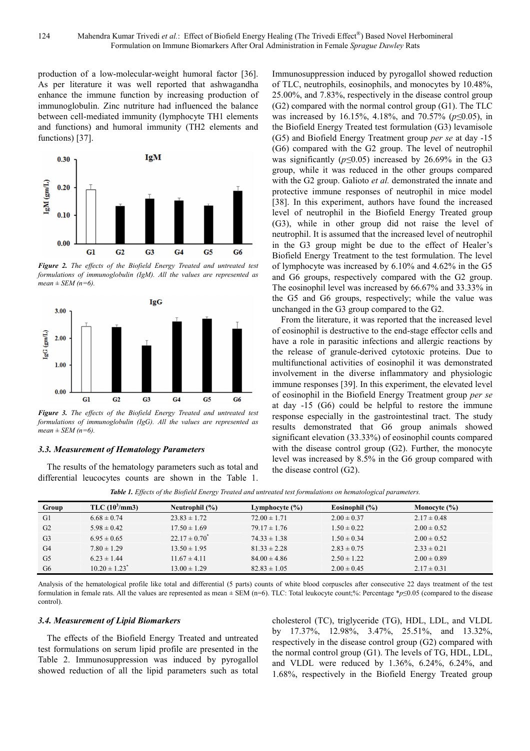production of a low-molecular-weight humoral factor [36]. As per literature it was well reported that ashwagandha enhance the immune function by increasing production of immunoglobulin. Zinc nutriture had influenced the balance between cell-mediated immunity (lymphocyte TH1 elements and functions) and humoral immunity (TH2 elements and functions) [37].

***Figure 2.*** *The effects of the Biofield Energy Treated and untreated test formulations of immunoglobulin (IgM). All the values are represented as mean ± SEM (n=6).*

***Figure 3.*** *The effects of the Biofield Energy Treated and untreated test formulations of immunoglobulin (IgG). All the values are represented as mean ± SEM (n=6).*

### 3.3. Measurement of Hematology Parameters

The results of the hematology parameters such as total and differential leucocytes counts are shown in the Table 1. Immunosuppression induced by pyrogallol showed reduction of TLC, neutrophils, eosinophils, and monocytes by 10.48%, 25.00%, and 7.83%, respectively in the disease control group (G2) compared with the normal control group (G1). The TLC was increased by 16.15%, 4.18%, and 70.57% ($p≤0.05$), in the Biofield Energy Treated test formulation (G3) levamisole (G5) and Biofield Energy Treatment group *per se* at day -15 (G6) compared with the G2 group. The level of neutrophil was significantly ($p≤0.05$) increased by 26.69% in the G3 group, while it was reduced in the other groups compared with the G2 group. Galioto *et al.* demonstrated the innate and protective immune responses of neutrophil in mice model [38]. In this experiment, authors have found the increased level of neutrophil in the Biofield Energy Treated group (G3), while in other group did not raise the level of neutrophil. It is assumed that the increased level of neutrophil in the G3 group might be due to the effect of Healer's Biofield Energy Treatment to the test formulation. The level of lymphocyte was increased by 6.10% and 4.62% in the G5 and G6 groups, respectively compared with the G2 group. The eosinophil level was increased by 66.67% and 33.33% in the G5 and G6 groups, respectively; while the value was unchanged in the G3 group compared to the G2.

From the literature, it was reported that the increased level of eosinophil is destructive to the end-stage effector cells and have a role in parasitic infections and allergic reactions by the release of granule-derived cytotoxic proteins. Due to multifunctional activities of eosinophil it was demonstrated involvement in the diverse inflammatory and physiologic immune responses [39]. In this experiment, the elevated level of eosinophil in the Biofield Energy Treatment group *per se* at day -15 (G6) could be helpful to restore the immune response especially in the gastrointestinal tract. The study results demonstrated that G6 group animals showed significant elevation (33.33%) of eosinophil counts compared with the disease control group (G2). Further, the monocyte level was increased by 8.5% in the G6 group compared with the disease control (G2).

***Table 1.*** *Effects of the Biofield Energy Treated and untreated test formulations on hematological parameters.*

| Group | TLC ($10^3$/mm3) | Neutrophil (%) | Lymphocyte (%) | Eosinophil (%) | Monocyte (%) |
|---|---|---|---|---|---|
| G1 | 6.68 ± 0.74 | 23.83 ± 1.72 | 72.00 ± 1.71 | 2.00 ± 0.37 | 2.17 ± 0.48 |
| G2 | 5.98 ± 0.42 | 17.50 ± 1.69 | 79.17 ± 1.76 | 1.50 ± 0.22 | 2.00 ± 0.52 |
| G3 | 6.95 ± 0.65 | 22.17 ± 0.70* | 74.33 ± 1.38 | 1.50 ± 0.34 | 2.00 ± 0.52 |
| G4 | 7.80 ± 1.29 | 13.50 ± 1.95 | 81.33 ± 2.28 | 2.83 ± 0.75 | 2.33 ± 0.21 |
| G5 | 6.23 ± 1.44 | 11.67 ± 4.11 | 84.00 ± 4.86 | 2.50 ± 1.22 | 2.00 ± 0.89 |
| G6 | 10.20 ± 1.23* | 13.00 ± 1.29 | 82.83 ± 1.05 | 2.00 ± 0.45 | 2.17 ± 0.31 |

Analysis of the hematological profile like total and differential (5 parts) counts of white blood corpuscles after consecutive 22 days treatment of the test formulation in female rats. All the values are represented as mean ± SEM (n=6). TLC: Total leukocyte count;%: Percentage *$p≤0.05$ (compared to the disease control).

### 3.4. Measurement of Lipid Biomarkers

The effects of the Biofield Energy Treated and untreated test formulations on serum lipid profile are presented in the Table 2. Immunosuppression induced by pyrogallol showed reduction of all the lipid parameters such as total cholesterol (TC), triglyceride (TG), HDL, LDL, and VLDL by 17.37%, 12.98%, 3.47%, 25.51%, and 13.32%, respectively in the disease control group (G2) compared with the normal control group (G1). The levels of TG, HDL, LDL, and VLDL were reduced by 1.36%, 6.24%, 6.24%, and 1.68%, respectively in the Biofield Energy Treated group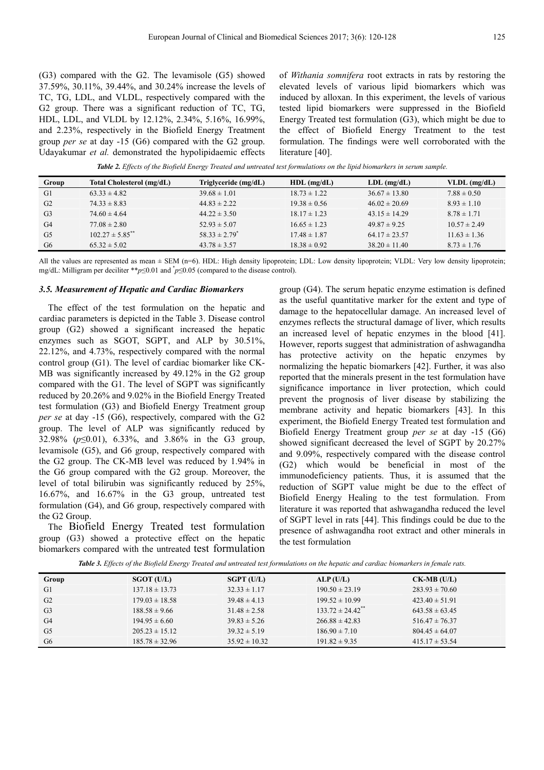(G3) compared with the G2. The levamisole (G5) showed 37.59%, 30.11%, 39.44%, and 30.24% increase the levels of TC, TG, LDL, and VLDL, respectively compared with the G2 group. There was a significant reduction of TC, TG, HDL, LDL, and VLDL by 12.12%, 2.34%, 5.16%, 16.99%, and 2.23%, respectively in the Biofield Energy Treatment group *per se* at day -15 (G6) compared with the G2 group. Udayakumar *et al.* demonstrated the hypolipidaemic effects of *Withania somnifera* root extracts in rats by restoring the elevated levels of various lipid biomarkers which was induced by alloxan. In this experiment, the levels of various tested lipid biomarkers were suppressed in the Biofield Energy Treated test formulation (G3), which might be due to the effect of Biofield Energy Treatment to the test formulation. The findings were well corroborated with the literature [40].

***Table 2.** Effects of the Biofield Energy Treated and untreated test formulations on the lipid biomarkers in serum sample.*

| Group | Total Cholesterol (mg/dL) | Triglyceride (mg/dL) | HDL (mg/dL) | LDL (mg/dL) | VLDL (mg/dL) |
|---|---|---|---|---|---|
| G1 | 63.33 ± 4.82 | 39.68 ± 1.01 | 18.73 ± 1.22 | 36.67 ± 13.80 | 7.88 ± 0.50 |
| G2 | 74.33 ± 8.83 | 44.83 ± 2.22 | 19.38 ± 0.56 | 46.02 ± 20.69 | 8.93 ± 1.10 |
| G3 | 74.60 ± 4.64 | 44.22 ± 3.50 | 18.17 ± 1.23 | 43.15 ± 14.29 | 8.78 ± 1.71 |
| G4 | 77.08 ± 2.80 | 52.93 ± 5.07 | 16.65 ± 1.23 | 49.87 ± 9.25 | 10.57 ± 2.49 |
| G5 | 102.27 ± 5.85** | 58.33 ± 2.79* | 17.48 ± 1.87 | 64.17 ± 23.57 | 11.63 ± 1.36 |
| G6 | 65.32 ± 5.02 | 43.78 ± 3.57 | 18.38 ± 0.92 | 38.20 ± 11.40 | 8.73 ± 1.76 |

All the values are represented as mean ± SEM (n=6). HDL: High density lipoprotein; LDL: Low density lipoprotein; VLDL: Very low density lipoprotein; mg/dL: Milligram per deciliter ** $p \leq 0.01$ and * $p \leq 0.05$ (compared to the disease control).

### 3.5. Measurement of Hepatic and Cardiac Biomarkers

The effect of the test formulation on the hepatic and cardiac parameters is depicted in the Table 3. Disease control group (G2) showed a significant increased the hepatic enzymes such as SGOT, SGPT, and ALP by 30.51%, 22.12%, and 4.73%, respectively compared with the normal control group (G1). The level of cardiac biomarker like CK-MB was significantly increased by 49.12% in the G2 group compared with the G1. The level of SGPT was significantly reduced by 20.26% and 9.02% in the Biofield Energy Treated test formulation (G3) and Biofield Energy Treatment group *per se* at day -15 (G6), respectively, compared with the G2 group. The level of ALP was significantly reduced by 32.98% ($p \leq 0.01$), 6.33%, and 3.86% in the G3 group, levamisole (G5), and G6 group, respectively compared with the G2 group. The CK-MB level was reduced by 1.94% in the G6 group compared with the G2 group. Moreover, the level of total bilirubin was significantly reduced by 25%, 16.67%, and 16.67% in the G3 group, untreated test formulation (G4), and G6 group, respectively compared with the G2 Group.

The Biofield Energy Treated test formulation group (G3) showed a protective effect on the hepatic biomarkers compared with the untreated test formulation group (G4). The serum hepatic enzyme estimation is defined as the useful quantitative marker for the extent and type of damage to the hepatocellular damage. An increased level of enzymes reflects the structural damage of liver, which results an increased level of hepatic enzymes in the blood [41]. However, reports suggest that administration of ashwagandha has protective activity on the hepatic enzymes by normalizing the hepatic biomarkers [42]. Further, it was also reported that the minerals present in the test formulation have significance importance in liver protection, which could prevent the prognosis of liver disease by stabilizing the membrane activity and hepatic biomarkers [43]. In this experiment, the Biofield Energy Treated test formulation and Biofield Energy Treatment group *per se* at day -15 (G6) showed significant decreased the level of SGPT by 20.27% and 9.09%, respectively compared with the disease control (G2) which would be beneficial in most of the immunodeficiency patients. Thus, it is assumed that the reduction of SGPT value might be due to the effect of Biofield Energy Healing to the test formulation. From literature it was reported that ashwagandha reduced the level of SGPT level in rats [44]. This findings could be due to the presence of ashwagandha root extract and other minerals in the test formulation

***Table 3.** Effects of the Biofield Energy Treated and untreated test formulations on the hepatic and cardiac biomarkers in female rats.*

| Group | SGOT (U/L) | SGPT (U/L) | ALP (U/L) | CK-MB (U/L) |
|---|---|---|---|---|
| G1 | 137.18 ± 13.73 | 32.33 ± 1.17 | 190.50 ± 23.19 | 283.93 ± 70.60 |
| G2 | 179.03 ± 18.58 | 39.48 ± 4.13 | 199.52 ± 10.99 | 423.40 ± 51.91 |
| G3 | 188.58 ± 9.66 | 31.48 ± 2.58 | 133.72 ± 24.42** | 643.58 ± 63.45 |
| G4 | 194.95 ± 6.60 | 39.83 ± 5.26 | 266.88 ± 42.83 | 516.47 ± 76.37 |
| G5 | 205.23 ± 15.12 | 39.32 ± 5.19 | 186.90 ± 7.10 | 804.45 ± 64.07 |
| G6 | 185.78 ± 32.96 | 35.92 ± 10.32 | 191.82 ± 9.35 | 415.17 ± 53.54 |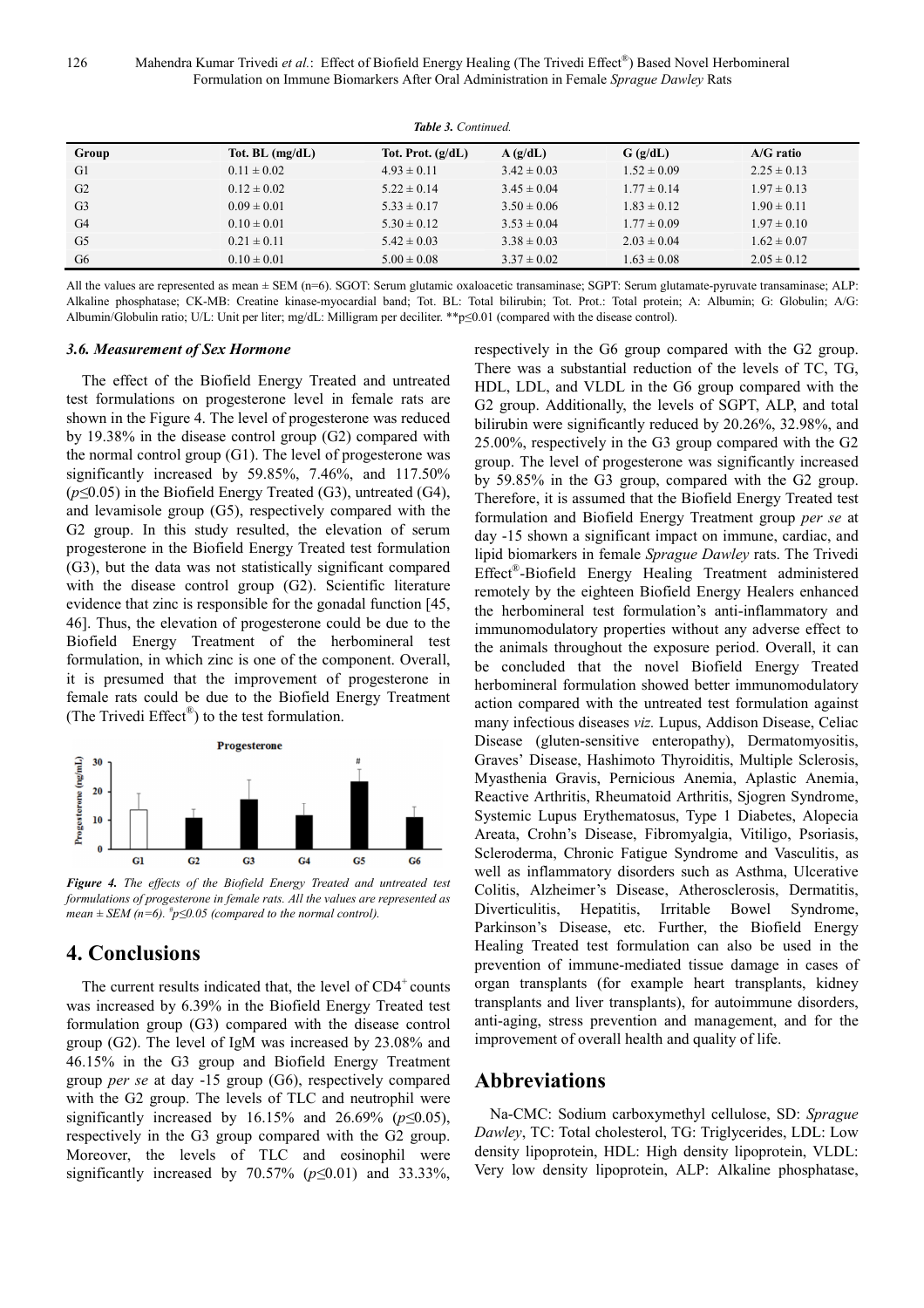*Table 3. Continued.*

| Group | Tot. BL (mg/dL) | Tot. Prot. (g/dL) | A (g/dL) | G (g/dL) | A/G ratio |
|---|---|---|---|---|---|
| G1 | 0.11 ± 0.02 | 4.93 ± 0.11 | 3.42 ± 0.03 | 1.52 ± 0.09 | 2.25 ± 0.13 |
| G2 | 0.12 ± 0.02 | 5.22 ± 0.14 | 3.45 ± 0.04 | 1.77 ± 0.14 | 1.97 ± 0.13 |
| G3 | 0.09 ± 0.01 | 5.33 ± 0.17 | 3.50 ± 0.06 | 1.83 ± 0.12 | 1.90 ± 0.11 |
| G4 | 0.10 ± 0.01 | 5.30 ± 0.12 | 3.53 ± 0.04 | 1.77 ± 0.09 | 1.97 ± 0.10 |
| G5 | 0.21 ± 0.11 | 5.42 ± 0.03 | 3.38 ± 0.03 | 2.03 ± 0.04 | 1.62 ± 0.07 |
| G6 | 0.10 ± 0.01 | 5.00 ± 0.08 | 3.37 ± 0.02 | 1.63 ± 0.08 | 2.05 ± 0.12 |

All the values are represented as mean ± SEM (n=6). SGOT: Serum glutamic oxaloacetic transaminase; SGPT: Serum glutamate-pyruvate transaminase; ALP: Alkaline phosphatase; CK-MB: Creatine kinase-myocardial band; Tot. BL: Total bilirubin; Tot. Prot.: Total protein; A: Albumin; G: Globulin; A/G: Albumin/Globulin ratio; U/L: Unit per liter; mg/dL: Milligram per deciliter. **p≤0.01 (compared with the disease control).

### 3.6. Measurement of Sex Hormone

The effect of the Biofield Energy Treated and untreated test formulations on progesterone level in female rats are shown in the Figure 4. The level of progesterone was reduced by 19.38% in the disease control group (G2) compared with the normal control group (G1). The level of progesterone was significantly increased by 59.85%, 7.46%, and 117.50% ($p\leq0.05$) in the Biofield Energy Treated (G3), untreated (G4), and levamisole group (G5), respectively compared with the G2 group. In this study resulted, the elevation of serum progesterone in the Biofield Energy Treated test formulation (G3), but the data was not statistically significant compared with the disease control group (G2). Scientific literature evidence that zinc is responsible for the gonadal function [45, 46]. Thus, the elevation of progesterone could be due to the Biofield Energy Treatment of the herbomineral test formulation, in which zinc is one of the component. Overall, it is presumed that the improvement of progesterone in female rats could be due to the Biofield Energy Treatment (The Trivedi Effect®) to the test formulation.

*Figure 4. The effects of the Biofield Energy Treated and untreated test formulations of progesterone in female rats. All the values are represented as mean ± SEM (n=6). #p≤0.05 (compared to the normal control).*

## 4. Conclusions

The current results indicated that, the level of $CD4^+$ counts was increased by 6.39% in the Biofield Energy Treated test formulation group (G3) compared with the disease control group (G2). The level of IgM was increased by 23.08% and 46.15% in the G3 group and Biofield Energy Treatment group *per se* at day -15 group (G6), respectively compared with the G2 group. The levels of TLC and neutrophil were significantly increased by 16.15% and 26.69% ($p\leq0.05$), respectively in the G3 group compared with the G2 group. Moreover, the levels of TLC and eosinophil were significantly increased by 70.57% ($p\leq0.01$) and 33.33%, respectively in the G6 group compared with the G2 group. There was a substantial reduction of the levels of TC, TG, HDL, LDL, and VLDL in the G6 group compared with the G2 group. Additionally, the levels of SGPT, ALP, and total bilirubin were significantly reduced by 20.26%, 32.98%, and 25.00%, respectively in the G3 group compared with the G2 group. The level of progesterone was significantly increased by 59.85% in the G3 group, compared with the G2 group. Therefore, it is assumed that the Biofield Energy Treated test formulation and Biofield Energy Treatment group *per se* at day -15 shown a significant impact on immune, cardiac, and lipid biomarkers in female *Sprague Dawley* rats. The Trivedi Effect®-Biofield Energy Healing Treatment administered remotely by the eighteen Biofield Energy Healers enhanced the herbomineral test formulation's anti-inflammatory and immunomodulatory properties without any adverse effect to the animals throughout the exposure period. Overall, it can be concluded that the novel Biofield Energy Treated herbomineral formulation showed better immunomodulatory action compared with the untreated test formulation against many infectious diseases *viz.* Lupus, Addison Disease, Celiac Disease (gluten-sensitive enteropathy), Dermatomyositis, Graves' Disease, Hashimoto Thyroiditis, Multiple Sclerosis, Myasthenia Gravis, Pernicious Anemia, Aplastic Anemia, Reactive Arthritis, Rheumatoid Arthritis, Sjogren Syndrome, Systemic Lupus Erythematosus, Type 1 Diabetes, Alopecia Areata, Crohn's Disease, Fibromyalgia, Vitiligo, Psoriasis, Scleroderma, Chronic Fatigue Syndrome and Vasculitis, as well as inflammatory disorders such as Asthma, Ulcerative Colitis, Alzheimer's Disease, Atherosclerosis, Dermatitis, Diverticulitis, Hepatitis, Irritable Bowel Syndrome, Parkinson's Disease, etc. Further, the Biofield Energy Healing Treated test formulation can also be used in the prevention of immune-mediated tissue damage in cases of organ transplants (for example heart transplants, kidney transplants and liver transplants), for autoimmune disorders, anti-aging, stress prevention and management, and for the improvement of overall health and quality of life.

## Abbreviations

Na-CMC: Sodium carboxymethyl cellulose, SD: *Sprague Dawley*, TC: Total cholesterol, TG: Triglycerides, LDL: Low density lipoprotein, HDL: High density lipoprotein, VLDL: Very low density lipoprotein, ALP: Alkaline phosphatase,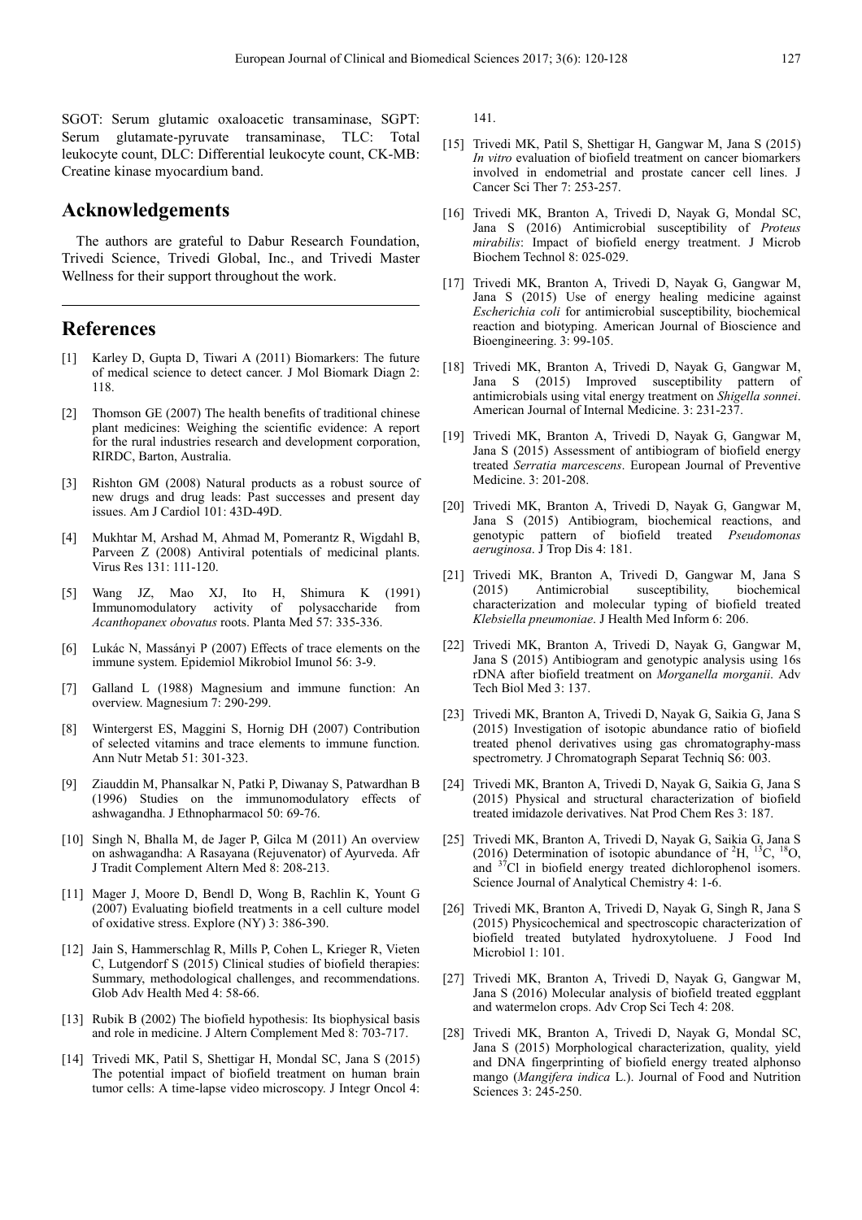SGOT: Serum glutamic oxaloacetic transaminase, SGPT: Serum glutamate-pyruvate transaminase, TLC: Total leukocyte count, DLC: Differential leukocyte count, CK-MB: Creatine kinase myocardium band.

## Acknowledgements

The authors are grateful to Dabur Research Foundation, Trivedi Science, Trivedi Global, Inc., and Trivedi Master Wellness for their support throughout the work.

## References

[1] Karley D, Gupta D, Tiwari A (2011) Biomarkers: The future of medical science to detect cancer. J Mol Biomark Diagn 2: 118.

[2] Thomson GE (2007) The health benefits of traditional chinese plant medicines: Weighing the scientific evidence: A report for the rural industries research and development corporation, RIRDC, Barton, Australia.

[3] Rishton GM (2008) Natural products as a robust source of new drugs and drug leads: Past successes and present day issues. Am J Cardiol 101: 43D-49D.

[4] Mukhtar M, Arshad M, Ahmad M, Pomerantz R, Wigdahl B, Parveen Z (2008) Antiviral potentials of medicinal plants. Virus Res 131: 111-120.

[5] Wang JZ, Mao XJ, Ito H, Shimura K (1991) Immunomodulatory activity of polysaccharide from *Acanthopanex obovatus* roots. Planta Med 57: 335-336.

[6] Lukác N, Massányi P (2007) Effects of trace elements on the immune system. Epidemiol Mikrobiol Imunol 56: 3-9.

[7] Galland L (1988) Magnesium and immune function: An overview. Magnesium 7: 290-299.

[8] Wintergerst ES, Maggini S, Hornig DH (2007) Contribution of selected vitamins and trace elements to immune function. Ann Nutr Metab 51: 301-323.

[9] Ziauddin M, Phansalkar N, Patki P, Diwanay S, Patwardhan B (1996) Studies on the immunomodulatory effects of ashwagandha. J Ethnopharmacol 50: 69-76.

[10] Singh N, Bhalla M, de Jager P, Gilca M (2011) An overview on ashwagandha: A Rasayana (Rejuvenator) of Ayurveda. Afr J Tradit Complement Altern Med 8: 208-213.

[11] Mager J, Moore D, Bendl D, Wong B, Rachlin K, Yount G (2007) Evaluating biofield treatments in a cell culture model of oxidative stress. Explore (NY) 3: 386-390.

[12] Jain S, Hammerschlag R, Mills P, Cohen L, Krieger R, Vieten C, Lutgendorf S (2015) Clinical studies of biofield therapies: Summary, methodological challenges, and recommendations. Glob Adv Health Med 4: 58-66.

[13] Rubik B (2002) The biofield hypothesis: Its biophysical basis and role in medicine. J Altern Complement Med 8: 703-717.

[14] Trivedi MK, Patil S, Shettigar H, Mondal SC, Jana S (2015) The potential impact of biofield treatment on human brain tumor cells: A time-lapse video microscopy. J Integr Oncol 4: 141.

[15] Trivedi MK, Patil S, Shettigar H, Gangwar M, Jana S (2015) *In vitro* evaluation of biofield treatment on cancer biomarkers involved in endometrial and prostate cancer cell lines. J Cancer Sci Ther 7: 253-257.

[16] Trivedi MK, Branton A, Trivedi D, Nayak G, Mondal SC, Jana S (2016) Antimicrobial susceptibility of *Proteus mirabilis*: Impact of biofield energy treatment. J Microb Biochem Technol 8: 025-029.

[17] Trivedi MK, Branton A, Trivedi D, Nayak G, Gangwar M, Jana S (2015) Use of energy healing medicine against *Escherichia coli* for antimicrobial susceptibility, biochemical reaction and biotyping. American Journal of Bioscience and Bioengineering. 3: 99-105.

[18] Trivedi MK, Branton A, Trivedi D, Nayak G, Gangwar M, Jana S (2015) Improved susceptibility pattern of antimicrobials using vital energy treatment on *Shigella sonnei*. American Journal of Internal Medicine. 3: 231-237.

[19] Trivedi MK, Branton A, Trivedi D, Nayak G, Gangwar M, Jana S (2015) Assessment of antibiogram of biofield energy treated *Serratia marcescens*. European Journal of Preventive Medicine. 3: 201-208.

[20] Trivedi MK, Branton A, Trivedi D, Nayak G, Gangwar M, Jana S (2015) Antibiogram, biochemical reactions, and genotypic pattern of biofield treated *Pseudomonas aeruginosa*. J Trop Dis 4: 181.

[21] Trivedi MK, Branton A, Trivedi D, Gangwar M, Jana S (2015) Antimicrobial susceptibility, biochemical characterization and molecular typing of biofield treated *Klebsiella pneumoniae*. J Health Med Inform 6: 206.

[22] Trivedi MK, Branton A, Trivedi D, Nayak G, Gangwar M, Jana S (2015) Antibiogram and genotypic analysis using 16s rDNA after biofield treatment on *Morganella morganii*. Adv Tech Biol Med 3: 137.

[23] Trivedi MK, Branton A, Trivedi D, Nayak G, Saikia G, Jana S (2015) Investigation of isotopic abundance ratio of biofield treated phenol derivatives using gas chromatography-mass spectrometry. J Chromatograph Separat Techniq S6: 003.

[24] Trivedi MK, Branton A, Trivedi D, Nayak G, Saikia G, Jana S (2015) Physical and structural characterization of biofield treated imidazole derivatives. Nat Prod Chem Res 3: 187.

[25] Trivedi MK, Branton A, Trivedi D, Nayak G, Saikia G, Jana S (2016) Determination of isotopic abundance of $^{2}H$, $^{13}C$, $^{18}O$, and $^{37}Cl$ in biofield energy treated dichlorophenol isomers. Science Journal of Analytical Chemistry 4: 1-6.

[26] Trivedi MK, Branton A, Trivedi D, Nayak G, Singh R, Jana S (2015) Physicochemical and spectroscopic characterization of biofield treated butylated hydroxytoluene. J Food Ind Microbiol 1: 101.

[27] Trivedi MK, Branton A, Trivedi D, Nayak G, Gangwar M, Jana S (2016) Molecular analysis of biofield treated eggplant and watermelon crops. Adv Crop Sci Tech 4: 208.

[28] Trivedi MK, Branton A, Trivedi D, Nayak G, Mondal SC, Jana S (2015) Morphological characterization, quality, yield and DNA fingerprinting of biofield energy treated alphonso mango (*Mangifera indica* L.). Journal of Food and Nutrition Sciences 3: 245-250.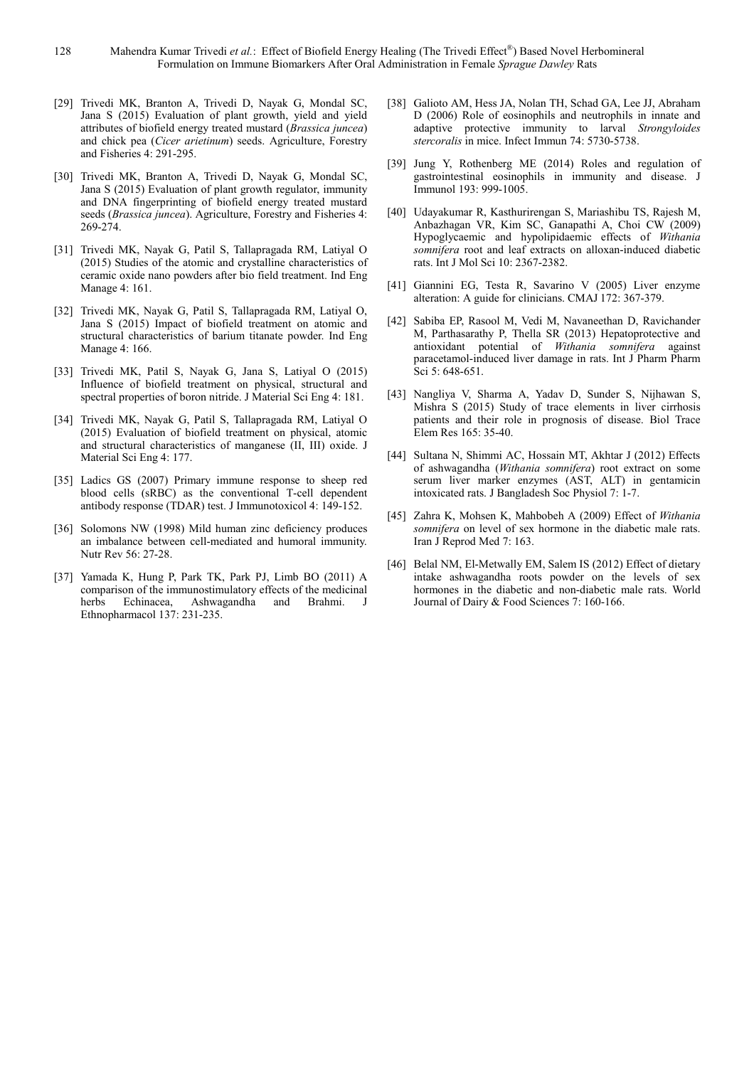[29] Trivedi MK, Branton A, Trivedi D, Nayak G, Mondal SC, Jana S (2015) Evaluation of plant growth, yield and yield attributes of biofield energy treated mustard (*Brassica juncea*) and chick pea (*Cicer arietinum*) seeds. Agriculture, Forestry and Fisheries 4: 291-295.

[30] Trivedi MK, Branton A, Trivedi D, Nayak G, Mondal SC, Jana S (2015) Evaluation of plant growth regulator, immunity and DNA fingerprinting of biofield energy treated mustard seeds (*Brassica juncea*). Agriculture, Forestry and Fisheries 4: 269-274.

[31] Trivedi MK, Nayak G, Patil S, Tallapragada RM, Latiyal O (2015) Studies of the atomic and crystalline characteristics of ceramic oxide nano powders after bio field treatment. Ind Eng Manage 4: 161.

[32] Trivedi MK, Nayak G, Patil S, Tallapragada RM, Latiyal O, Jana S (2015) Impact of biofield treatment on atomic and structural characteristics of barium titanate powder. Ind Eng Manage 4: 166.

[33] Trivedi MK, Patil S, Nayak G, Jana S, Latiyal O (2015) Influence of biofield treatment on physical, structural and spectral properties of boron nitride. J Material Sci Eng 4: 181.

[34] Trivedi MK, Nayak G, Patil S, Tallapragada RM, Latiyal O (2015) Evaluation of biofield treatment on physical, atomic and structural characteristics of manganese (II, III) oxide. J Material Sci Eng 4: 177.

[35] Ladics GS (2007) Primary immune response to sheep red blood cells (sRBC) as the conventional T-cell dependent antibody response (TDAR) test. J Immunotoxicol 4: 149-152.

[36] Solomons NW (1998) Mild human zinc deficiency produces an imbalance between cell-mediated and humoral immunity. Nutr Rev 56: 27-28.

[37] Yamada K, Hung P, Park TK, Park PJ, Limb BO (2011) A comparison of the immunostimulatory effects of the medicinal herbs Echinacea, Ashwagandha and Brahmi. J Ethnopharmacol 137: 231-235.

[38] Galioto AM, Hess JA, Nolan TH, Schad GA, Lee JJ, Abraham D (2006) Role of eosinophils and neutrophils in innate and adaptive protective immunity to larval *Strongyloides stercoralis* in mice. Infect Immun 74: 5730-5738.

[39] Jung Y, Rothenberg ME (2014) Roles and regulation of gastrointestinal eosinophils in immunity and disease. J Immunol 193: 999-1005.

[40] Udayakumar R, Kasthurirengan S, Mariashibu TS, Rajesh M, Anbazhagan VR, Kim SC, Ganapathi A, Choi CW (2009) Hypoglycaemic and hypolipidaemic effects of *Withania somnifera* root and leaf extracts on alloxan-induced diabetic rats. Int J Mol Sci 10: 2367-2382.

[41] Giannini EG, Testa R, Savarino V (2005) Liver enzyme alteration: A guide for clinicians. CMAJ 172: 367-379.

[42] Sabiba EP, Rasool M, Vedi M, Navaneethan D, Ravichander M, Parthasarathy P, Thella SR (2013) Hepatoprotective and antioxidant potential of *Withania somnifera* against paracetamol-induced liver damage in rats. Int J Pharm Pharm Sci 5: 648-651.

[43] Nangliya V, Sharma A, Yadav D, Sunder S, Nijhawan S, Mishra S (2015) Study of trace elements in liver cirrhosis patients and their role in prognosis of disease. Biol Trace Elem Res 165: 35-40.

[44] Sultana N, Shimmi AC, Hossain MT, Akhtar J (2012) Effects of ashwagandha (*Withania somnifera*) root extract on some serum liver marker enzymes (AST, ALT) in gentamicin intoxicated rats. J Bangladesh Soc Physiol 7: 1-7.

[45] Zahra K, Mohsen K, Mahbobeh A (2009) Effect of *Withania somnifera* on level of sex hormone in the diabetic male rats. Iran J Reprod Med 7: 163.

[46] Belal NM, El-Metwally EM, Salem IS (2012) Effect of dietary intake ashwagandha roots powder on the levels of sex hormones in the diabetic and non-diabetic male rats. World Journal of Dairy & Food Sciences 7: 160-166.